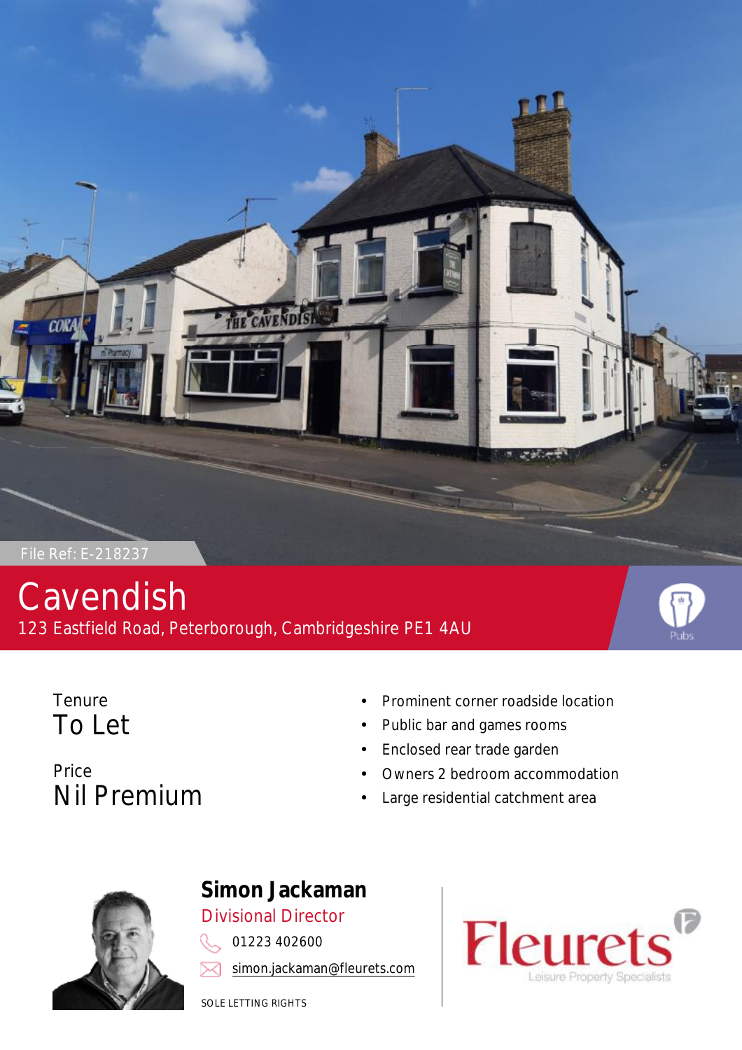File Ref: E-218237

# Cavendish

123 Eastfield Road, Peterborough, Cambridgeshire PE1 4AU

Pubs

Tenure
**To Let**

Price
**Nil Premium**

- Prominent corner roadside location
- Public bar and games rooms
- Enclosed rear trade garden
- Owners 2 bedroom accommodation
- Large residential catchment area

**Simon Jackaman**
Divisional Director
01223 402600
simon.jackaman@fleurets.com

SOLE LETTING RIGHTS

Fleurets
Leisure Property Specialists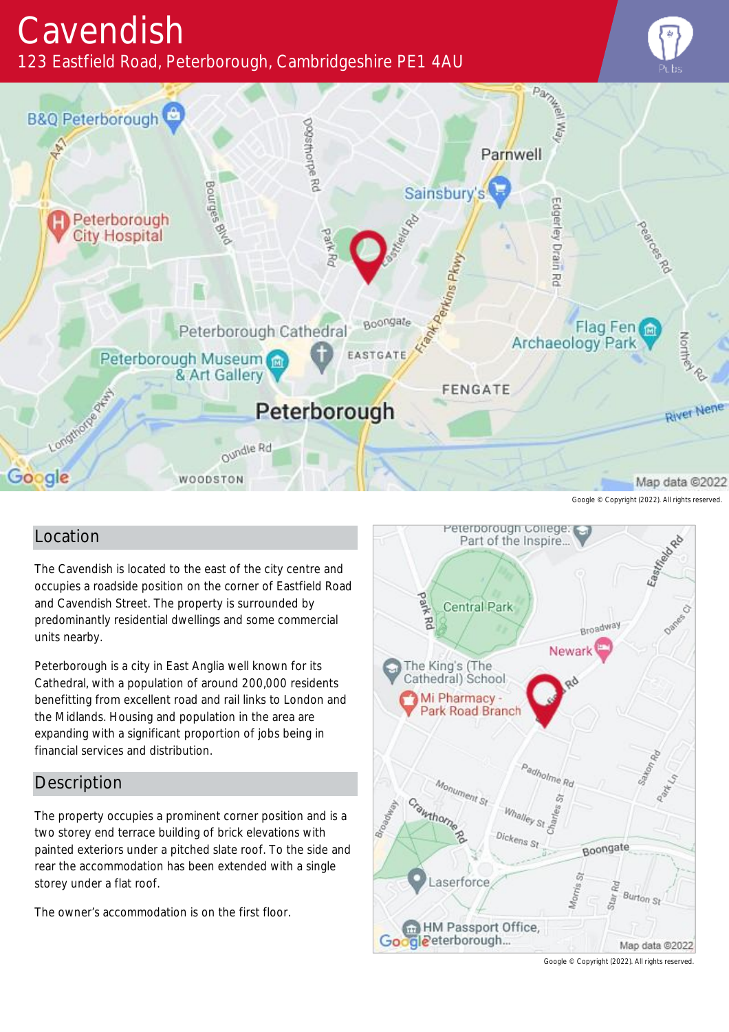# Cavendish

123 Eastfield Road, Peterborough, Cambridgeshire PE1 4AU

Google © Copyright (2022). All rights reserved.

## Location

The Cavendish is located to the east of the city centre and occupies a roadside position on the corner of Eastfield Road and Cavendish Street. The property is surrounded by predominantly residential dwellings and some commercial units nearby.

Peterborough is a city in East Anglia well known for its Cathedral, with a population of around 200,000 residents benefitting from excellent road and rail links to London and the Midlands. Housing and population in the area are expanding with a significant proportion of jobs being in financial services and distribution.

## Description

The property occupies a prominent corner position and is a two storey end terrace building of brick elevations with painted exteriors under a pitched slate roof. To the side and rear the accommodation has been extended with a single storey under a flat roof.

The owner's accommodation is on the first floor.

Google © Copyright (2022). All rights reserved.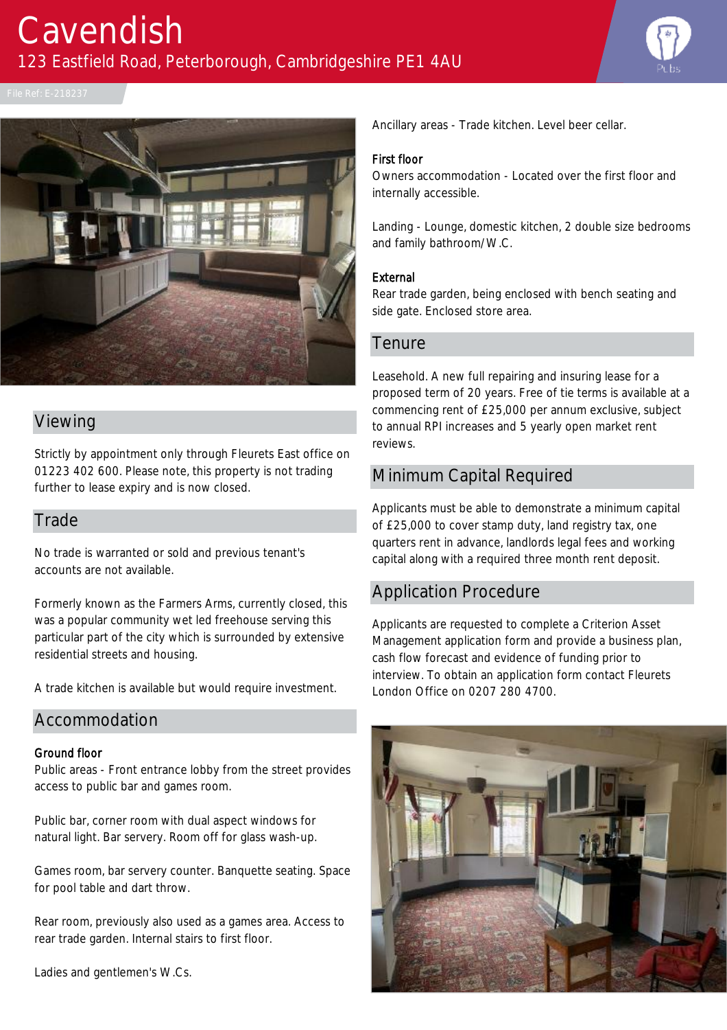# Cavendish

123 Eastfield Road, Peterborough, Cambridgeshire PE1 4AU

File Ref: E-218237

## Viewing

Strictly by appointment only through Fleurets East office on 01223 402 600. Please note, this property is not trading further to lease expiry and is now closed.

## Trade

No trade is warranted or sold and previous tenant's accounts are not available.

Formerly known as the Farmers Arms, currently closed, this was a popular community wet led freehouse serving this particular part of the city which is surrounded by extensive residential streets and housing.

A trade kitchen is available but would require investment.

## Accommodation

**Ground floor**

Public areas - Front entrance lobby from the street provides access to public bar and games room.

Public bar, corner room with dual aspect windows for natural light. Bar servery. Room off for glass wash-up.

Games room, bar servery counter. Banquette seating. Space for pool table and dart throw.

Rear room, previously also used as a games area. Access to rear trade garden. Internal stairs to first floor.

Ladies and gentlemen's W.Cs.

Ancillary areas - Trade kitchen. Level beer cellar.

**First floor**

Owners accommodation - Located over the first floor and internally accessible.

Landing - Lounge, domestic kitchen, 2 double size bedrooms and family bathroom/W.C.

**External**

Rear trade garden, being enclosed with bench seating and side gate. Enclosed store area.

## Tenure

Leasehold. A new full repairing and insuring lease for a proposed term of 20 years. Free of tie terms is available at a commencing rent of £25,000 per annum exclusive, subject to annual RPI increases and 5 yearly open market rent reviews.

## Minimum Capital Required

Applicants must be able to demonstrate a minimum capital of £25,000 to cover stamp duty, land registry tax, one quarters rent in advance, landlords legal fees and working capital along with a required three month rent deposit.

## Application Procedure

Applicants are requested to complete a Criterion Asset Management application form and provide a business plan, cash flow forecast and evidence of funding prior to interview. To obtain an application form contact Fleurets London Office on 0207 280 4700.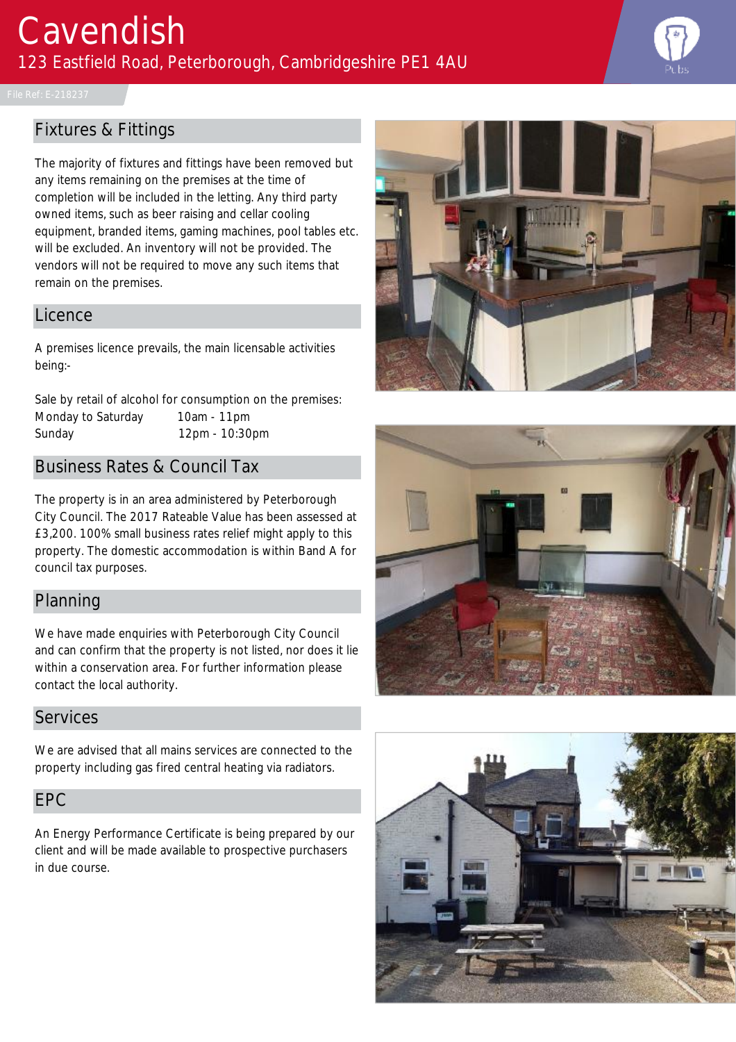# Cavendish

123 Eastfield Road, Peterborough, Cambridgeshire PE1 4AU

File Ref: E-218237

## Fixtures & Fittings

The majority of fixtures and fittings have been removed but any items remaining on the premises at the time of completion will be included in the letting. Any third party owned items, such as beer raising and cellar cooling equipment, branded items, gaming machines, pool tables etc. will be excluded. An inventory will not be provided. The vendors will not be required to move any such items that remain on the premises.

## Licence

A premises licence prevails, the main licensable activities being:-

Sale by retail of alcohol for consumption on the premises:

| | |
|---|---|
| Monday to Saturday | 10am - 11pm |
| Sunday | 12pm - 10:30pm |

## Business Rates & Council Tax

The property is in an area administered by Peterborough City Council. The 2017 Rateable Value has been assessed at £3,200. 100% small business rates relief might apply to this property. The domestic accommodation is within Band A for council tax purposes.

## Planning

We have made enquiries with Peterborough City Council and can confirm that the property is not listed, nor does it lie within a conservation area. For further information please contact the local authority.

## Services

We are advised that all mains services are connected to the property including gas fired central heating via radiators.

## EPC

An Energy Performance Certificate is being prepared by our client and will be made available to prospective purchasers in due course.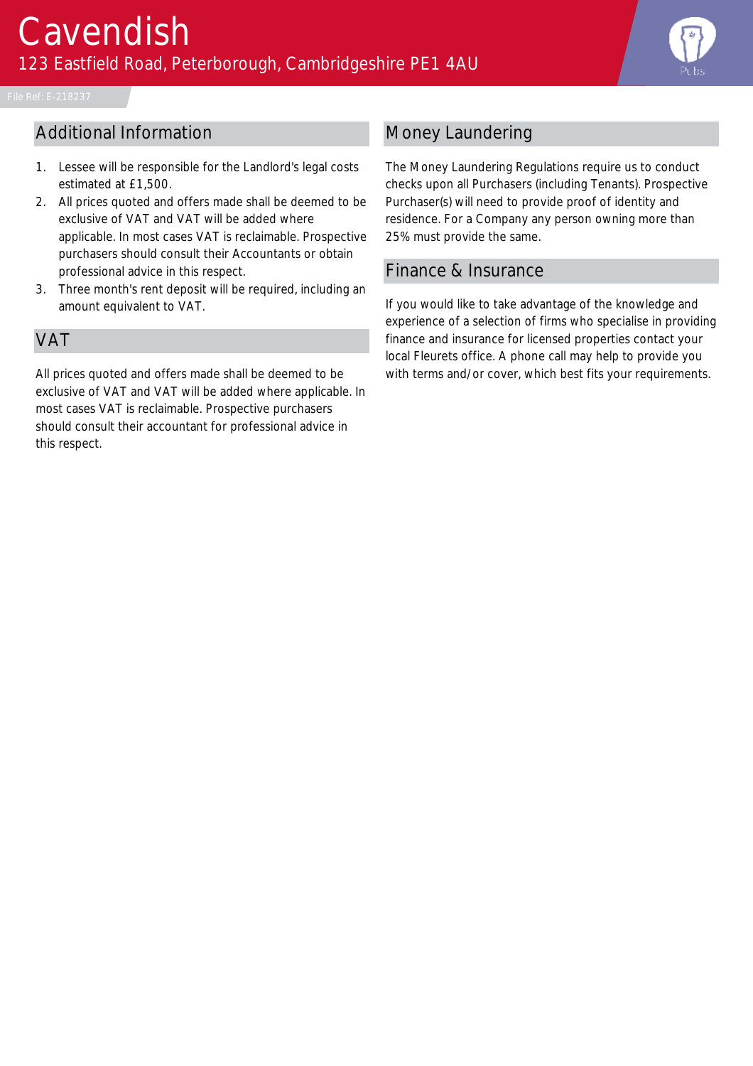# Cavendish

123 Eastfield Road, Peterborough, Cambridgeshire PE1 4AU

File Ref: E-218237

## Additional Information

1. Lessee will be responsible for the Landlord's legal costs estimated at £1,500.
2. All prices quoted and offers made shall be deemed to be exclusive of VAT and VAT will be added where applicable. In most cases VAT is reclaimable. Prospective purchasers should consult their Accountants or obtain professional advice in this respect.
3. Three month's rent deposit will be required, including an amount equivalent to VAT.

## VAT

All prices quoted and offers made shall be deemed to be exclusive of VAT and VAT will be added where applicable. In most cases VAT is reclaimable. Prospective purchasers should consult their accountant for professional advice in this respect.

## Money Laundering

The Money Laundering Regulations require us to conduct checks upon all Purchasers (including Tenants). Prospective Purchaser(s) will need to provide proof of identity and residence. For a Company any person owning more than 25% must provide the same.

## Finance & Insurance

If you would like to take advantage of the knowledge and experience of a selection of firms who specialise in providing finance and insurance for licensed properties contact your local Fleurets office. A phone call may help to provide you with terms and/or cover, which best fits your requirements.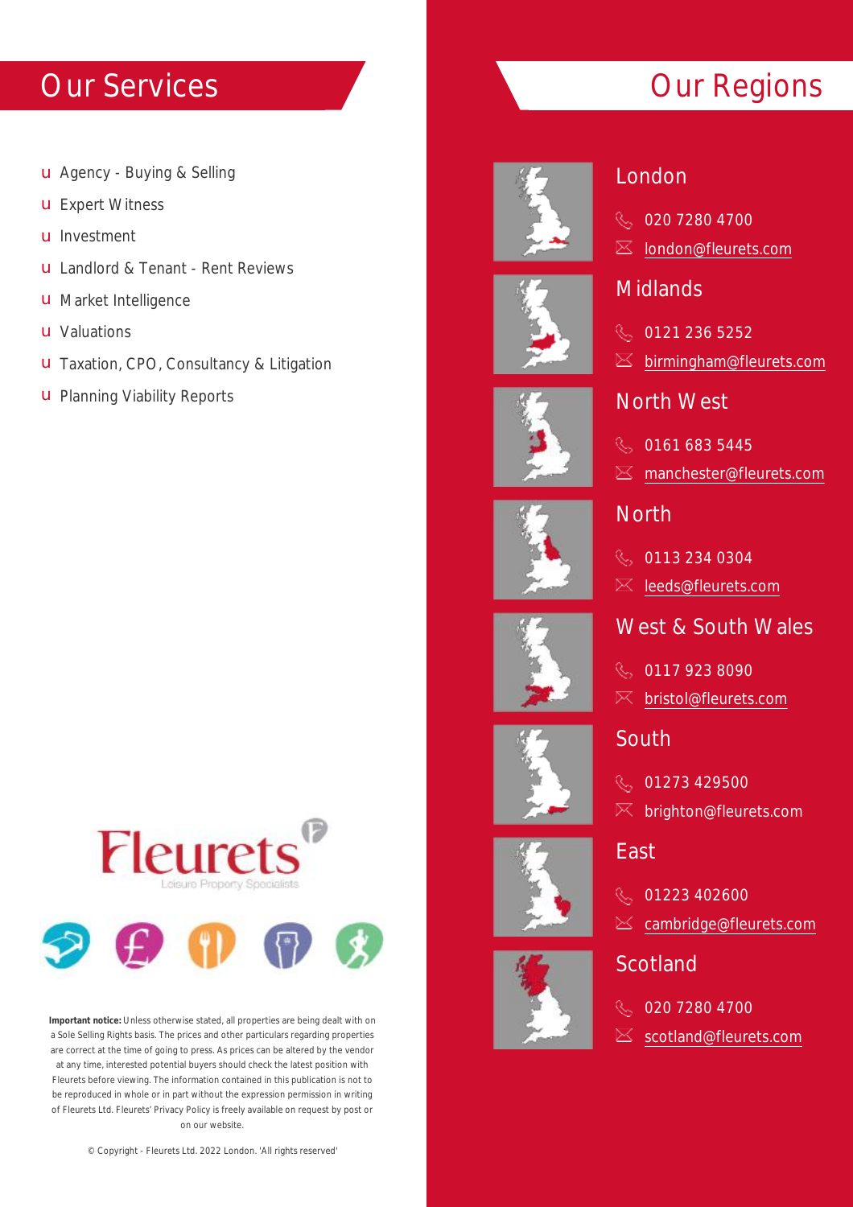## Our Services

- Agency - Buying & Selling
- Expert Witness
- Investment
- Landlord & Tenant - Rent Reviews
- Market Intelligence
- Valuations
- Taxation, CPO, Consultancy & Litigation
- Planning Viability Reports

Fleurets
Leisure Property Specialists

**Important notice:** Unless otherwise stated, all properties are being dealt with on a Sole Selling Rights basis. The prices and other particulars regarding properties are correct at the time of going to press. As prices can be altered by the vendor at any time, interested potential buyers should check the latest position with Fleurets before viewing. The information contained in this publication is not to be reproduced in whole or in part without the expression permission in writing of Fleurets Ltd. Fleurets' Privacy Policy is freely available on request by post or on our website.

© Copyright - Fleurets Ltd. 2022 London. 'All rights reserved'

## Our Regions

### London

020 7280 4700
london@fleurets.com

### Midlands

0121 236 5252
birmingham@fleurets.com

### North West

0161 683 5445
manchester@fleurets.com

### North

0113 234 0304
leeds@fleurets.com

### West & South Wales

0117 923 8090
bristol@fleurets.com

### South

01273 429500
brighton@fleurets.com

### East

01223 402600
cambridge@fleurets.com

### Scotland

020 7280 4700
scotland@fleurets.com